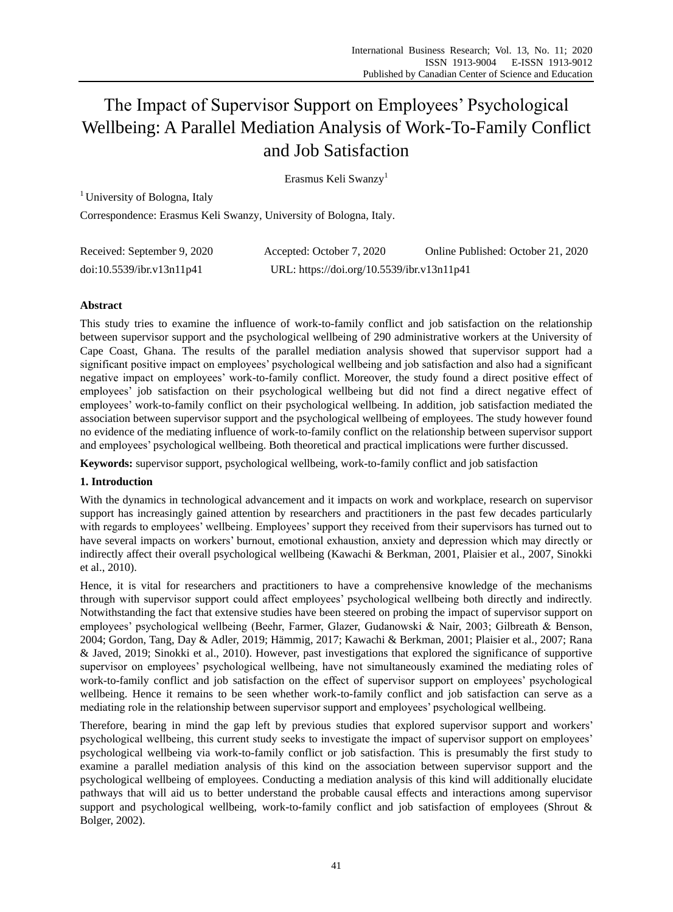# The Impact of Supervisor Support on Employees' Psychological Wellbeing: A Parallel Mediation Analysis of Work-To-Family Conflict and Job Satisfaction

Erasmus Keli Swanzy[1]

[1] University of Bologna, Italy

Correspondence: Erasmus Keli Swanzy, University of Bologna, Italy.

Received: September 9, 2020 Accepted: October 7, 2020 Online Published: October 21, 2020

doi:10.5539/ibr.v13n11p41 URL: https://doi.org/10.5539/ibr.v13n11p41

## Abstract

This study tries to examine the influence of work-to-family conflict and job satisfaction on the relationship between supervisor support and the psychological wellbeing of 290 administrative workers at the University of Cape Coast, Ghana. The results of the parallel mediation analysis showed that supervisor support had a significant positive impact on employees' psychological wellbeing and job satisfaction and also had a significant negative impact on employees' work-to-family conflict. Moreover, the study found a direct positive effect of employees' job satisfaction on their psychological wellbeing but did not find a direct negative effect of employees' work-to-family conflict on their psychological wellbeing. In addition, job satisfaction mediated the association between supervisor support and the psychological wellbeing of employees. The study however found no evidence of the mediating influence of work-to-family conflict on the relationship between supervisor support and employees' psychological wellbeing. Both theoretical and practical implications were further discussed.

**Keywords:** supervisor support, psychological wellbeing, work-to-family conflict and job satisfaction

## 1. Introduction

With the dynamics in technological advancement and it impacts on work and workplace, research on supervisor support has increasingly gained attention by researchers and practitioners in the past few decades particularly with regards to employees' wellbeing. Employees' support they received from their supervisors has turned out to have several impacts on workers' burnout, emotional exhaustion, anxiety and depression which may directly or indirectly affect their overall psychological wellbeing (Kawachi & Berkman, 2001, Plaisier et al., 2007, Sinokki et al., 2010).

Hence, it is vital for researchers and practitioners to have a comprehensive knowledge of the mechanisms through with supervisor support could affect employees' psychological wellbeing both directly and indirectly. Notwithstanding the fact that extensive studies have been steered on probing the impact of supervisor support on employees' psychological wellbeing (Beehr, Farmer, Glazer, Gudanowski & Nair, 2003; Gilbreath & Benson, 2004; Gordon, Tang, Day & Adler, 2019; Hämmig, 2017; Kawachi & Berkman, 2001; Plaisier et al., 2007; Rana & Javed, 2019; Sinokki et al., 2010). However, past investigations that explored the significance of supportive supervisor on employees' psychological wellbeing, have not simultaneously examined the mediating roles of work-to-family conflict and job satisfaction on the effect of supervisor support on employees' psychological wellbeing. Hence it remains to be seen whether work-to-family conflict and job satisfaction can serve as a mediating role in the relationship between supervisor support and employees' psychological wellbeing.

Therefore, bearing in mind the gap left by previous studies that explored supervisor support and workers' psychological wellbeing, this current study seeks to investigate the impact of supervisor support on employees' psychological wellbeing via work-to-family conflict or job satisfaction. This is presumably the first study to examine a parallel mediation analysis of this kind on the association between supervisor support and the psychological wellbeing of employees. Conducting a mediation analysis of this kind will additionally elucidate pathways that will aid us to better understand the probable causal effects and interactions among supervisor support and psychological wellbeing, work-to-family conflict and job satisfaction of employees (Shrout & Bolger, 2002).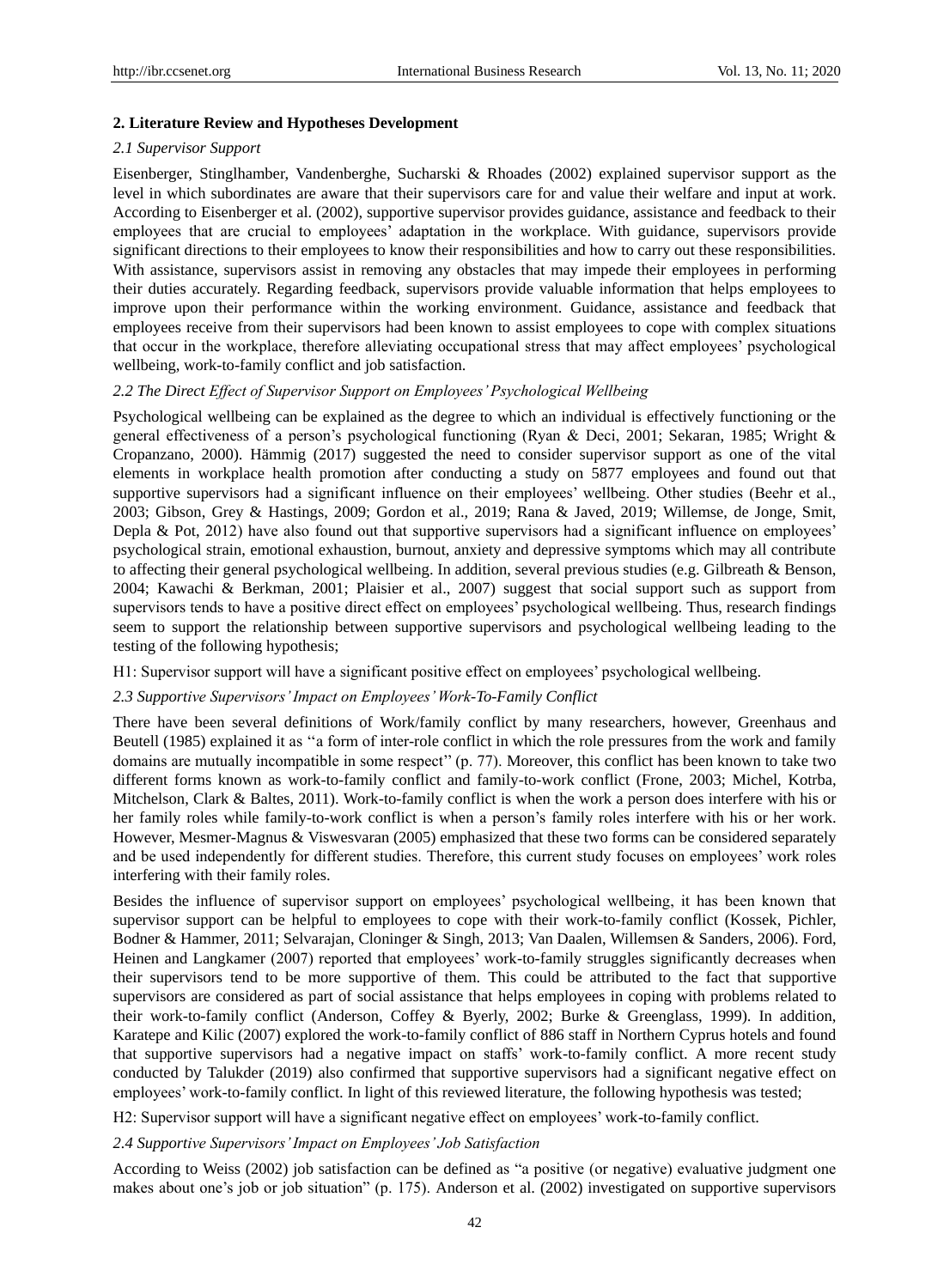## 2. Literature Review and Hypotheses Development

### *2.1 Supervisor Support*

Eisenberger, Stinglhamber, Vandenberghe, Sucharski & Rhoades (2002) explained supervisor support as the level in which subordinates are aware that their supervisors care for and value their welfare and input at work. According to Eisenberger et al. (2002), supportive supervisor provides guidance, assistance and feedback to their employees that are crucial to employees' adaptation in the workplace. With guidance, supervisors provide significant directions to their employees to know their responsibilities and how to carry out these responsibilities. With assistance, supervisors assist in removing any obstacles that may impede their employees in performing their duties accurately. Regarding feedback, supervisors provide valuable information that helps employees to improve upon their performance within the working environment. Guidance, assistance and feedback that employees receive from their supervisors had been known to assist employees to cope with complex situations that occur in the workplace, therefore alleviating occupational stress that may affect employees' psychological wellbeing, work-to-family conflict and job satisfaction.

### *2.2 The Direct Effect of Supervisor Support on Employees' Psychological Wellbeing*

Psychological wellbeing can be explained as the degree to which an individual is effectively functioning or the general effectiveness of a person's psychological functioning (Ryan & Deci, 2001; Sekaran, 1985; Wright & Cropanzano, 2000). Hämmig (2017) suggested the need to consider supervisor support as one of the vital elements in workplace health promotion after conducting a study on 5877 employees and found out that supportive supervisors had a significant influence on their employees' wellbeing. Other studies (Beehr et al., 2003; Gibson, Grey & Hastings, 2009; Gordon et al., 2019; Rana & Javed, 2019; Willemse, de Jonge, Smit, Depla & Pot, 2012) have also found out that supportive supervisors had a significant influence on employees' psychological strain, emotional exhaustion, burnout, anxiety and depressive symptoms which may all contribute to affecting their general psychological wellbeing. In addition, several previous studies (e.g. Gilbreath & Benson, 2004; Kawachi & Berkman, 2001; Plaisier et al., 2007) suggest that social support such as support from supervisors tends to have a positive direct effect on employees' psychological wellbeing. Thus, research findings seem to support the relationship between supportive supervisors and psychological wellbeing leading to the testing of the following hypothesis;

H1: Supervisor support will have a significant positive effect on employees' psychological wellbeing.

### *2.3 Supportive Supervisors' Impact on Employees' Work-To-Family Conflict*

There have been several definitions of Work/family conflict by many researchers, however, Greenhaus and Beutell (1985) explained it as "a form of inter-role conflict in which the role pressures from the work and family domains are mutually incompatible in some respect" (p. 77). Moreover, this conflict has been known to take two different forms known as work-to-family conflict and family-to-work conflict (Frone, 2003; Michel, Kotrba, Mitchelson, Clark & Baltes, 2011). Work-to-family conflict is when the work a person does interfere with his or her family roles while family-to-work conflict is when a person's family roles interfere with his or her work. However, Mesmer-Magnus & Viswesvaran (2005) emphasized that these two forms can be considered separately and be used independently for different studies. Therefore, this current study focuses on employees' work roles interfering with their family roles.

Besides the influence of supervisor support on employees' psychological wellbeing, it has been known that supervisor support can be helpful to employees to cope with their work-to-family conflict (Kossek, Pichler, Bodner & Hammer, 2011; Selvarajan, Cloninger & Singh, 2013; Van Daalen, Willemsen & Sanders, 2006). Ford, Heinen and Langkamer (2007) reported that employees' work-to-family struggles significantly decreases when their supervisors tend to be more supportive of them. This could be attributed to the fact that supportive supervisors are considered as part of social assistance that helps employees in coping with problems related to their work-to-family conflict (Anderson, Coffey & Byerly, 2002; Burke & Greenglass, 1999). In addition, Karatepe and Kilic (2007) explored the work-to-family conflict of 886 staff in Northern Cyprus hotels and found that supportive supervisors had a negative impact on staffs' work-to-family conflict. A more recent study conducted by Talukder (2019) also confirmed that supportive supervisors had a significant negative effect on employees' work-to-family conflict. In light of this reviewed literature, the following hypothesis was tested;

H2: Supervisor support will have a significant negative effect on employees' work-to-family conflict.

### *2.4 Supportive Supervisors' Impact on Employees' Job Satisfaction*

According to Weiss (2002) job satisfaction can be defined as "a positive (or negative) evaluative judgment one makes about one's job or job situation" (p. 175). Anderson et al. (2002) investigated on supportive supervisors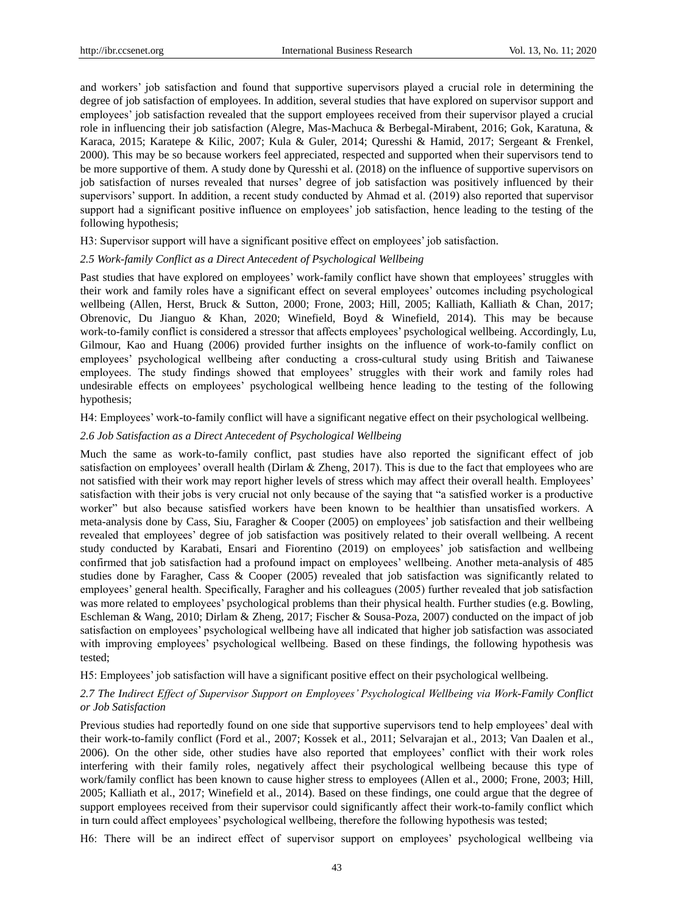and workers' job satisfaction and found that supportive supervisors played a crucial role in determining the degree of job satisfaction of employees. In addition, several studies that have explored on supervisor support and employees' job satisfaction revealed that the support employees received from their supervisor played a crucial role in influencing their job satisfaction (Alegre, Mas-Machuca & Berbegal-Mirabent, 2016; Gok, Karatuna, & Karaca, 2015; Karatepe & Kilic, 2007; Kula & Guler, 2014; Quresshi & Hamid, 2017; Sergeant & Frenkel, 2000). This may be so because workers feel appreciated, respected and supported when their supervisors tend to be more supportive of them. A study done by Quresshi et al. (2018) on the influence of supportive supervisors on job satisfaction of nurses revealed that nurses' degree of job satisfaction was positively influenced by their supervisors' support. In addition, a recent study conducted by Ahmad et al. (2019) also reported that supervisor support had a significant positive influence on employees' job satisfaction, hence leading to the testing of the following hypothesis;

H3: Supervisor support will have a significant positive effect on employees' job satisfaction.

### *2.5 Work-family Conflict as a Direct Antecedent of Psychological Wellbeing*

Past studies that have explored on employees' work-family conflict have shown that employees' struggles with their work and family roles have a significant effect on several employees' outcomes including psychological wellbeing (Allen, Herst, Bruck & Sutton, 2000; Frone, 2003; Hill, 2005; Kalliath, Kalliath & Chan, 2017; Obrenovic, Du Jianguo & Khan, 2020; Winefield, Boyd & Winefield, 2014). This may be because work-to-family conflict is considered a stressor that affects employees' psychological wellbeing. Accordingly, Lu, Gilmour, Kao and Huang (2006) provided further insights on the influence of work-to-family conflict on employees' psychological wellbeing after conducting a cross-cultural study using British and Taiwanese employees. The study findings showed that employees' struggles with their work and family roles had undesirable effects on employees' psychological wellbeing hence leading to the testing of the following hypothesis;

H4: Employees' work-to-family conflict will have a significant negative effect on their psychological wellbeing.

### *2.6 Job Satisfaction as a Direct Antecedent of Psychological Wellbeing*

Much the same as work-to-family conflict, past studies have also reported the significant effect of job satisfaction on employees' overall health (Dirlam & Zheng, 2017). This is due to the fact that employees who are not satisfied with their work may report higher levels of stress which may affect their overall health. Employees' satisfaction with their jobs is very crucial not only because of the saying that "a satisfied worker is a productive worker" but also because satisfied workers have been known to be healthier than unsatisfied workers. A meta-analysis done by Cass, Siu, Faragher & Cooper (2005) on employees' job satisfaction and their wellbeing revealed that employees' degree of job satisfaction was positively related to their overall wellbeing. A recent study conducted by Karabati, Ensari and Fiorentino (2019) on employees' job satisfaction and wellbeing confirmed that job satisfaction had a profound impact on employees' wellbeing. Another meta-analysis of 485 studies done by Faragher, Cass & Cooper (2005) revealed that job satisfaction was significantly related to employees' general health. Specifically, Faragher and his colleagues (2005) further revealed that job satisfaction was more related to employees' psychological problems than their physical health. Further studies (e.g. Bowling, Eschleman & Wang, 2010; Dirlam & Zheng, 2017; Fischer & Sousa-Poza, 2007) conducted on the impact of job satisfaction on employees' psychological wellbeing have all indicated that higher job satisfaction was associated with improving employees' psychological wellbeing. Based on these findings, the following hypothesis was tested;

H5: Employees' job satisfaction will have a significant positive effect on their psychological wellbeing.

### *2.7 The Indirect Effect of Supervisor Support on Employees' Psychological Wellbeing via Work-Family Conflict or Job Satisfaction*

Previous studies had reportedly found on one side that supportive supervisors tend to help employees' deal with their work-to-family conflict (Ford et al., 2007; Kossek et al., 2011; Selvarajan et al., 2013; Van Daalen et al., 2006). On the other side, other studies have also reported that employees' conflict with their work roles interfering with their family roles, negatively affect their psychological wellbeing because this type of work/family conflict has been known to cause higher stress to employees (Allen et al., 2000; Frone, 2003; Hill, 2005; Kalliath et al., 2017; Winefield et al., 2014). Based on these findings, one could argue that the degree of support employees received from their supervisor could significantly affect their work-to-family conflict which in turn could affect employees' psychological wellbeing, therefore the following hypothesis was tested;

H6: There will be an indirect effect of supervisor support on employees' psychological wellbeing via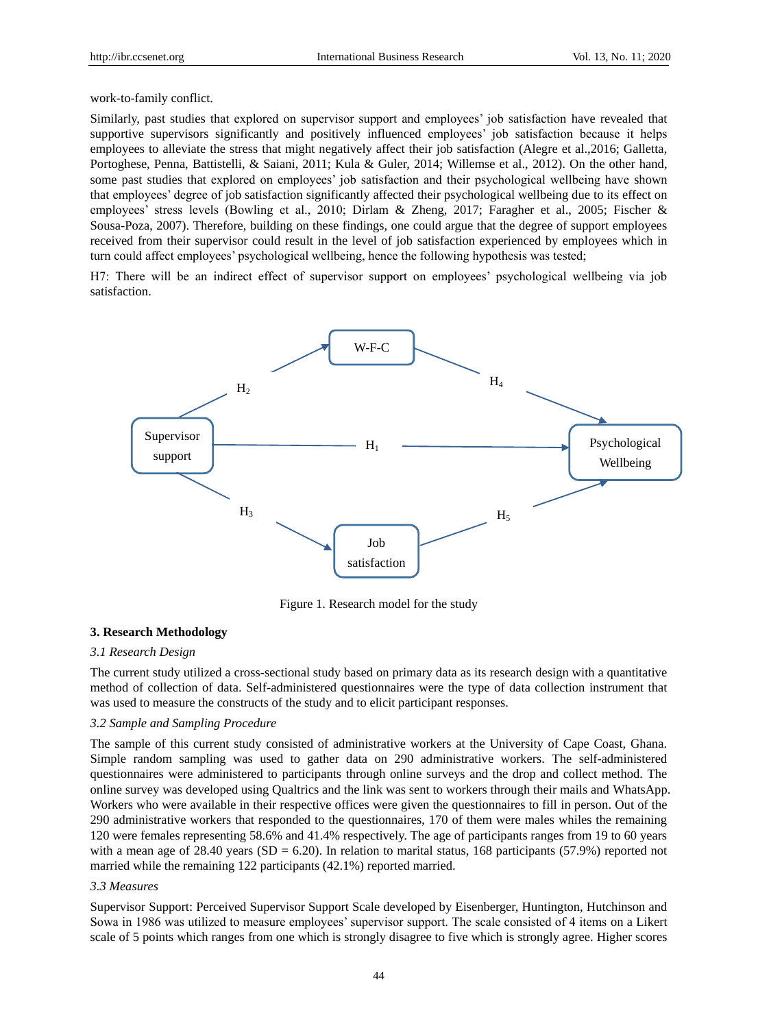work-to-family conflict.

Similarly, past studies that explored on supervisor support and employees' job satisfaction have revealed that supportive supervisors significantly and positively influenced employees' job satisfaction because it helps employees to alleviate the stress that might negatively affect their job satisfaction (Alegre et al.,2016; Galletta, Portoghese, Penna, Battistelli, & Saiani, 2011; Kula & Guler, 2014; Willemse et al., 2012). On the other hand, some past studies that explored on employees' job satisfaction and their psychological wellbeing have shown that employees' degree of job satisfaction significantly affected their psychological wellbeing due to its effect on employees' stress levels (Bowling et al., 2010; Dirlam & Zheng, 2017; Faragher et al., 2005; Fischer & Sousa-Poza, 2007). Therefore, building on these findings, one could argue that the degree of support employees received from their supervisor could result in the level of job satisfaction experienced by employees which in turn could affect employees' psychological wellbeing, hence the following hypothesis was tested;

H7: There will be an indirect effect of supervisor support on employees' psychological wellbeing via job satisfaction.

Figure 1. Research model for the study

## 3. Research Methodology

### *3.1 Research Design*

The current study utilized a cross-sectional study based on primary data as its research design with a quantitative method of collection of data. Self-administered questionnaires were the type of data collection instrument that was used to measure the constructs of the study and to elicit participant responses.

### *3.2 Sample and Sampling Procedure*

The sample of this current study consisted of administrative workers at the University of Cape Coast, Ghana. Simple random sampling was used to gather data on 290 administrative workers. The self-administered questionnaires were administered to participants through online surveys and the drop and collect method. The online survey was developed using Qualtrics and the link was sent to workers through their mails and WhatsApp. Workers who were available in their respective offices were given the questionnaires to fill in person. Out of the 290 administrative workers that responded to the questionnaires, 170 of them were males whiles the remaining 120 were females representing 58.6% and 41.4% respectively. The age of participants ranges from 19 to 60 years with a mean age of 28.40 years (SD = 6.20). In relation to marital status, 168 participants (57.9%) reported not married while the remaining 122 participants (42.1%) reported married.

### *3.3 Measures*

Supervisor Support: Perceived Supervisor Support Scale developed by Eisenberger, Huntington, Hutchinson and Sowa in 1986 was utilized to measure employees' supervisor support. The scale consisted of 4 items on a Likert scale of 5 points which ranges from one which is strongly disagree to five which is strongly agree. Higher scores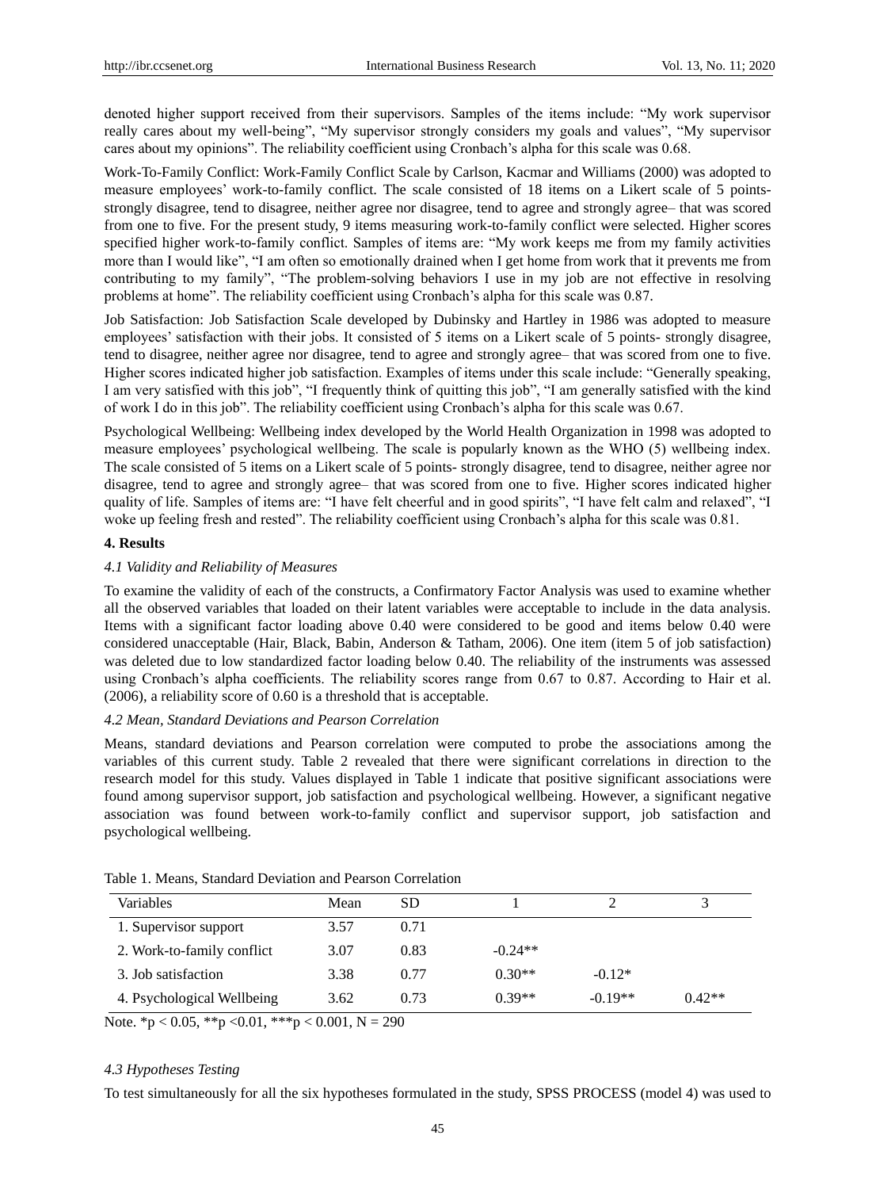denoted higher support received from their supervisors. Samples of the items include: "My work supervisor really cares about my well-being", "My supervisor strongly considers my goals and values", "My supervisor cares about my opinions". The reliability coefficient using Cronbach's alpha for this scale was 0.68.

Work-To-Family Conflict: Work-Family Conflict Scale by Carlson, Kacmar and Williams (2000) was adopted to measure employees' work-to-family conflict. The scale consisted of 18 items on a Likert scale of 5 points- strongly disagree, tend to disagree, neither agree nor disagree, tend to agree and strongly agree– that was scored from one to five. For the present study, 9 items measuring work-to-family conflict were selected. Higher scores specified higher work-to-family conflict. Samples of items are: "My work keeps me from my family activities more than I would like", "I am often so emotionally drained when I get home from work that it prevents me from contributing to my family", "The problem-solving behaviors I use in my job are not effective in resolving problems at home". The reliability coefficient using Cronbach's alpha for this scale was 0.87.

Job Satisfaction: Job Satisfaction Scale developed by Dubinsky and Hartley in 1986 was adopted to measure employees' satisfaction with their jobs. It consisted of 5 items on a Likert scale of 5 points- strongly disagree, tend to disagree, neither agree nor disagree, tend to agree and strongly agree– that was scored from one to five. Higher scores indicated higher job satisfaction. Examples of items under this scale include: "Generally speaking, I am very satisfied with this job", "I frequently think of quitting this job", "I am generally satisfied with the kind of work I do in this job". The reliability coefficient using Cronbach's alpha for this scale was 0.67.

Psychological Wellbeing: Wellbeing index developed by the World Health Organization in 1998 was adopted to measure employees' psychological wellbeing. The scale is popularly known as the WHO (5) wellbeing index. The scale consisted of 5 items on a Likert scale of 5 points- strongly disagree, tend to disagree, neither agree nor disagree, tend to agree and strongly agree– that was scored from one to five. Higher scores indicated higher quality of life. Samples of items are: "I have felt cheerful and in good spirits", "I have felt calm and relaxed", "I woke up feeling fresh and rested". The reliability coefficient using Cronbach's alpha for this scale was 0.81.

## 4. Results

### *4.1 Validity and Reliability of Measures*

To examine the validity of each of the constructs, a Confirmatory Factor Analysis was used to examine whether all the observed variables that loaded on their latent variables were acceptable to include in the data analysis. Items with a significant factor loading above 0.40 were considered to be good and items below 0.40 were considered unacceptable (Hair, Black, Babin, Anderson & Tatham, 2006). One item (item 5 of job satisfaction) was deleted due to low standardized factor loading below 0.40. The reliability of the instruments was assessed using Cronbach's alpha coefficients. The reliability scores range from 0.67 to 0.87. According to Hair et al. (2006), a reliability score of 0.60 is a threshold that is acceptable.

### *4.2 Mean, Standard Deviations and Pearson Correlation*

Means, standard deviations and Pearson correlation were computed to probe the associations among the variables of this current study. Table 2 revealed that there were significant correlations in direction to the research model for this study. Values displayed in Table 1 indicate that positive significant associations were found among supervisor support, job satisfaction and psychological wellbeing. However, a significant negative association was found between work-to-family conflict and supervisor support, job satisfaction and psychological wellbeing.

Table 1. Means, Standard Deviation and Pearson Correlation

| Variables | Mean | SD | 1 | 2 | 3 |
|---|---|---|---|---|---|
| 1. Supervisor support | 3.57 | 0.71 | | | |
| 2. Work-to-family conflict | 3.07 | 0.83 | -0.24** | | |
| 3. Job satisfaction | 3.38 | 0.77 | 0.30** | -0.12* | |
| 4. Psychological Wellbeing | 3.62 | 0.73 | 0.39** | -0.19** | 0.42** |

Note. *$p < 0.05$, **$p < 0.01$, ***$p < 0.001$, N = 290

### *4.3 Hypotheses Testing*

To test simultaneously for all the six hypotheses formulated in the study, SPSS PROCESS (model 4) was used to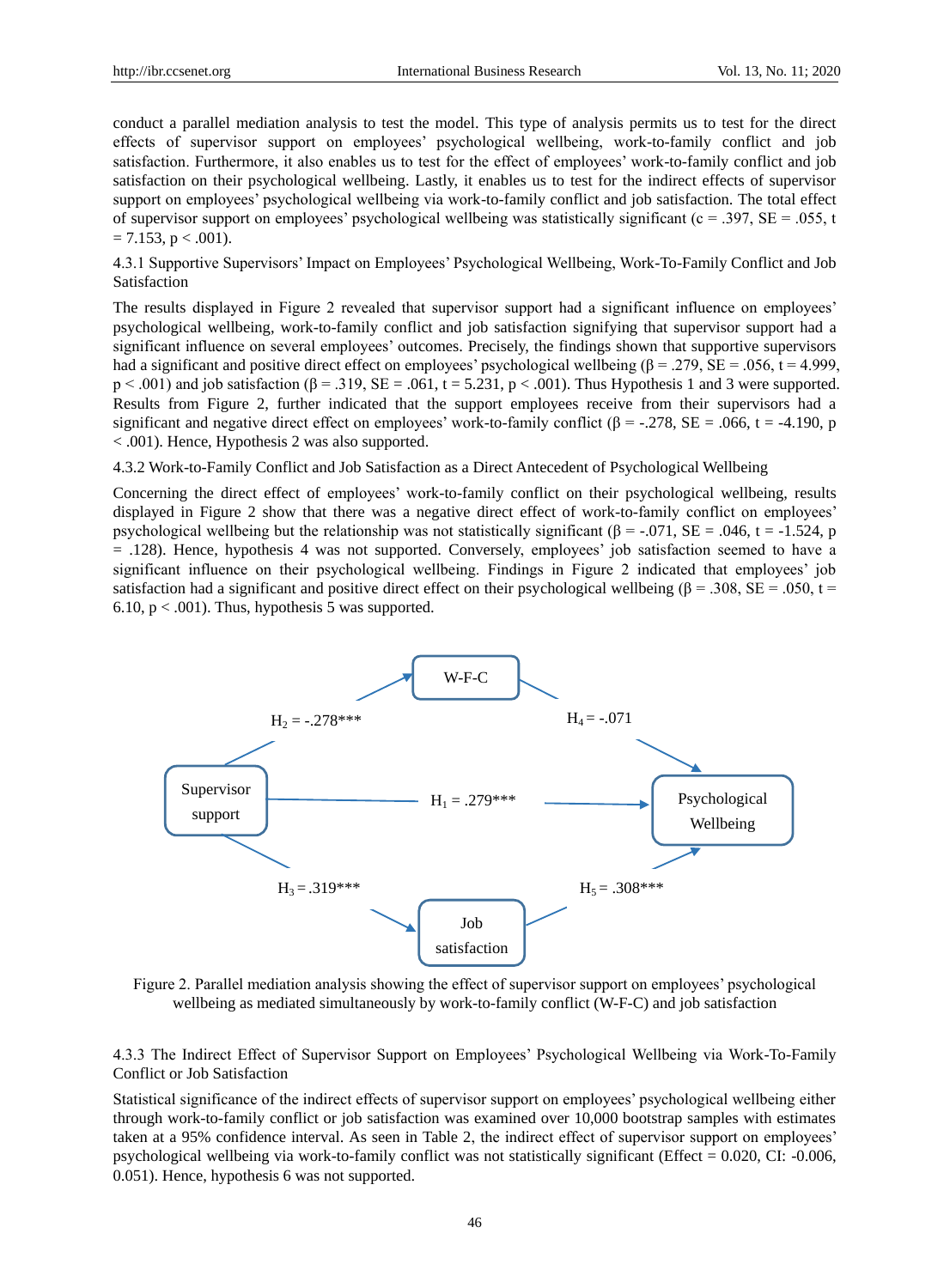conduct a parallel mediation analysis to test the model. This type of analysis permits us to test for the direct effects of supervisor support on employees' psychological wellbeing, work-to-family conflict and job satisfaction. Furthermore, it also enables us to test for the effect of employees' work-to-family conflict and job satisfaction on their psychological wellbeing. Lastly, it enables us to test for the indirect effects of supervisor support on employees' psychological wellbeing via work-to-family conflict and job satisfaction. The total effect of supervisor support on employees' psychological wellbeing was statistically significant (c = .397, SE = .055, t = 7.153, p < .001).

### 4.3.1 Supportive Supervisors' Impact on Employees' Psychological Wellbeing, Work-To-Family Conflict and Job Satisfaction

The results displayed in Figure 2 revealed that supervisor support had a significant influence on employees' psychological wellbeing, work-to-family conflict and job satisfaction signifying that supervisor support had a significant influence on several employees' outcomes. Precisely, the findings shown that supportive supervisors had a significant and positive direct effect on employees' psychological wellbeing (β = .279, SE = .056, t = 4.999, p < .001) and job satisfaction (β = .319, SE = .061, t = 5.231, p < .001). Thus Hypothesis 1 and 3 were supported. Results from Figure 2, further indicated that the support employees receive from their supervisors had a significant and negative direct effect on employees' work-to-family conflict (β = -.278, SE = .066, t = -4.190, p < .001). Hence, Hypothesis 2 was also supported.

### 4.3.2 Work-to-Family Conflict and Job Satisfaction as a Direct Antecedent of Psychological Wellbeing

Concerning the direct effect of employees' work-to-family conflict on their psychological wellbeing, results displayed in Figure 2 show that there was a negative direct effect of work-to-family conflict on employees' psychological wellbeing but the relationship was not statistically significant (β = -.071, SE = .046, t = -1.524, p = .128). Hence, hypothesis 4 was not supported. Conversely, employees' job satisfaction seemed to have a significant influence on their psychological wellbeing. Findings in Figure 2 indicated that employees' job satisfaction had a significant and positive direct effect on their psychological wellbeing (β = .308, SE = .050, t = 6.10, p < .001). Thus, hypothesis 5 was supported.

Supervisor support → W-F-C: $H_2$ = -.278***

W-F-C → Psychological Wellbeing: $H_4$ = -.071

Supervisor support → Psychological Wellbeing: $H_1$ = .279***

Supervisor support → Job satisfaction: $H_3$ = .319***

Job satisfaction → Psychological Wellbeing: $H_5$ = .308***

Figure 2. Parallel mediation analysis showing the effect of supervisor support on employees' psychological wellbeing as mediated simultaneously by work-to-family conflict (W-F-C) and job satisfaction

### 4.3.3 The Indirect Effect of Supervisor Support on Employees' Psychological Wellbeing via Work-To-Family Conflict or Job Satisfaction

Statistical significance of the indirect effects of supervisor support on employees' psychological wellbeing either through work-to-family conflict or job satisfaction was examined over 10,000 bootstrap samples with estimates taken at a 95% confidence interval. As seen in Table 2, the indirect effect of supervisor support on employees' psychological wellbeing via work-to-family conflict was not statistically significant (Effect = 0.020, CI: -0.006, 0.051). Hence, hypothesis 6 was not supported.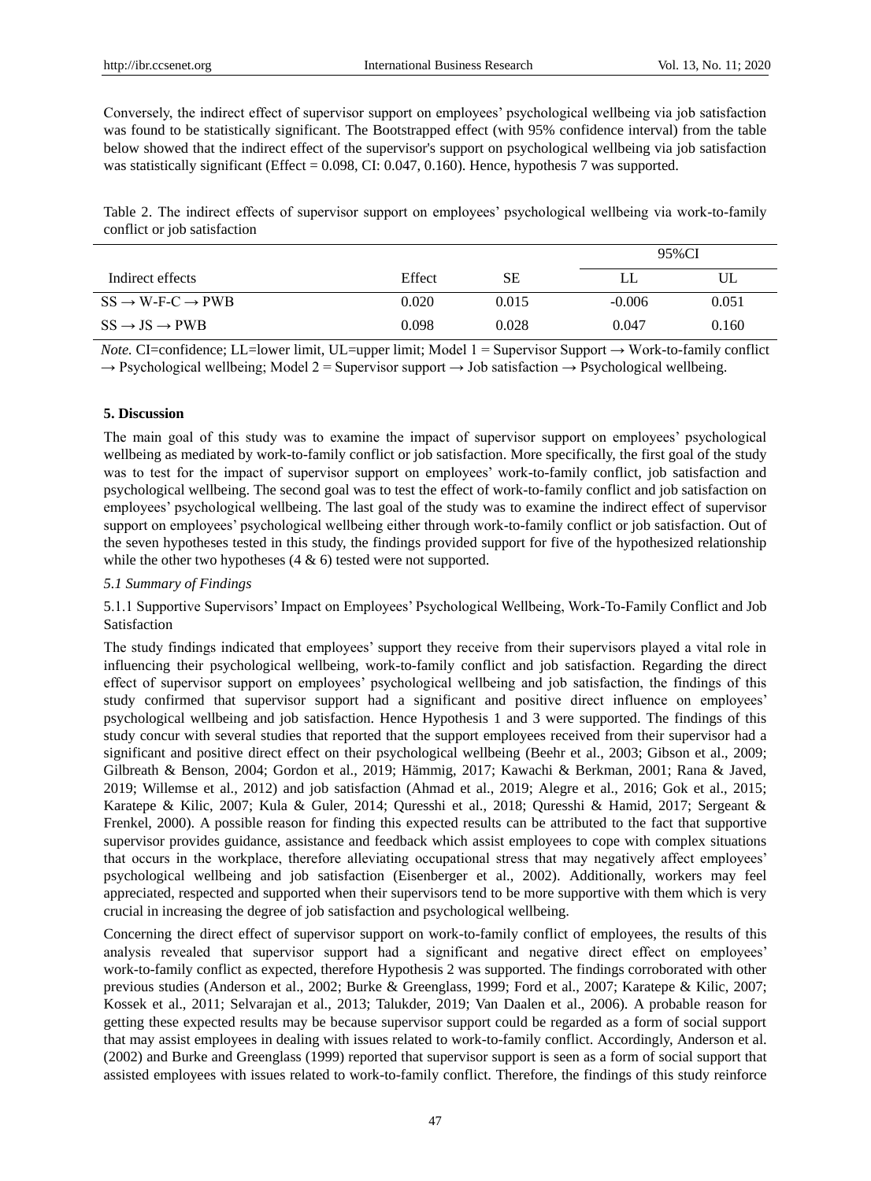Conversely, the indirect effect of supervisor support on employees' psychological wellbeing via job satisfaction was found to be statistically significant. The Bootstrapped effect (with 95% confidence interval) from the table below showed that the indirect effect of the supervisor's support on psychological wellbeing via job satisfaction was statistically significant (Effect = 0.098, CI: 0.047, 0.160). Hence, hypothesis 7 was supported.

Table 2. The indirect effects of supervisor support on employees' psychological wellbeing via work-to-family conflict or job satisfaction

| Indirect effects | Effect | SE | 95%CI | |
|---|---|---|---|---|
| | | | LL | UL |
| SS → W-F-C → PWB | 0.020 | 0.015 | -0.006 | 0.051 |
| SS → JS → PWB | 0.098 | 0.028 | 0.047 | 0.160 |

*Note.* CI=confidence; LL=lower limit, UL=upper limit; Model 1 = Supervisor Support → Work-to-family conflict → Psychological wellbeing; Model 2 = Supervisor support → Job satisfaction → Psychological wellbeing.

## 5. Discussion

The main goal of this study was to examine the impact of supervisor support on employees' psychological wellbeing as mediated by work-to-family conflict or job satisfaction. More specifically, the first goal of the study was to test for the impact of supervisor support on employees' work-to-family conflict, job satisfaction and psychological wellbeing. The second goal was to test the effect of work-to-family conflict and job satisfaction on employees' psychological wellbeing. The last goal of the study was to examine the indirect effect of supervisor support on employees' psychological wellbeing either through work-to-family conflict or job satisfaction. Out of the seven hypotheses tested in this study, the findings provided support for five of the hypothesized relationship while the other two hypotheses (4 & 6) tested were not supported.

### *5.1 Summary of Findings*

#### 5.1.1 Supportive Supervisors' Impact on Employees' Psychological Wellbeing, Work-To-Family Conflict and Job Satisfaction

The study findings indicated that employees' support they receive from their supervisors played a vital role in influencing their psychological wellbeing, work-to-family conflict and job satisfaction. Regarding the direct effect of supervisor support on employees' psychological wellbeing and job satisfaction, the findings of this study confirmed that supervisor support had a significant and positive direct influence on employees' psychological wellbeing and job satisfaction. Hence Hypothesis 1 and 3 were supported. The findings of this study concur with several studies that reported that the support employees received from their supervisor had a significant and positive direct effect on their psychological wellbeing (Beehr et al., 2003; Gibson et al., 2009; Gilbreath & Benson, 2004; Gordon et al., 2019; Hämmig, 2017; Kawachi & Berkman, 2001; Rana & Javed, 2019; Willemse et al., 2012) and job satisfaction (Ahmad et al., 2019; Alegre et al., 2016; Gok et al., 2015; Karatepe & Kilic, 2007; Kula & Guler, 2014; Quresshi et al., 2018; Quresshi & Hamid, 2017; Sergeant & Frenkel, 2000). A possible reason for finding this expected results can be attributed to the fact that supportive supervisor provides guidance, assistance and feedback which assist employees to cope with complex situations that occurs in the workplace, therefore alleviating occupational stress that may negatively affect employees' psychological wellbeing and job satisfaction (Eisenberger et al., 2002). Additionally, workers may feel appreciated, respected and supported when their supervisors tend to be more supportive with them which is very crucial in increasing the degree of job satisfaction and psychological wellbeing.

Concerning the direct effect of supervisor support on work-to-family conflict of employees, the results of this analysis revealed that supervisor support had a significant and negative direct effect on employees' work-to-family conflict as expected, therefore Hypothesis 2 was supported. The findings corroborated with other previous studies (Anderson et al., 2002; Burke & Greenglass, 1999; Ford et al., 2007; Karatepe & Kilic, 2007; Kossek et al., 2011; Selvarajan et al., 2013; Talukder, 2019; Van Daalen et al., 2006). A probable reason for getting these expected results may be because supervisor support could be regarded as a form of social support that may assist employees in dealing with issues related to work-to-family conflict. Accordingly, Anderson et al. (2002) and Burke and Greenglass (1999) reported that supervisor support is seen as a form of social support that assisted employees with issues related to work-to-family conflict. Therefore, the findings of this study reinforce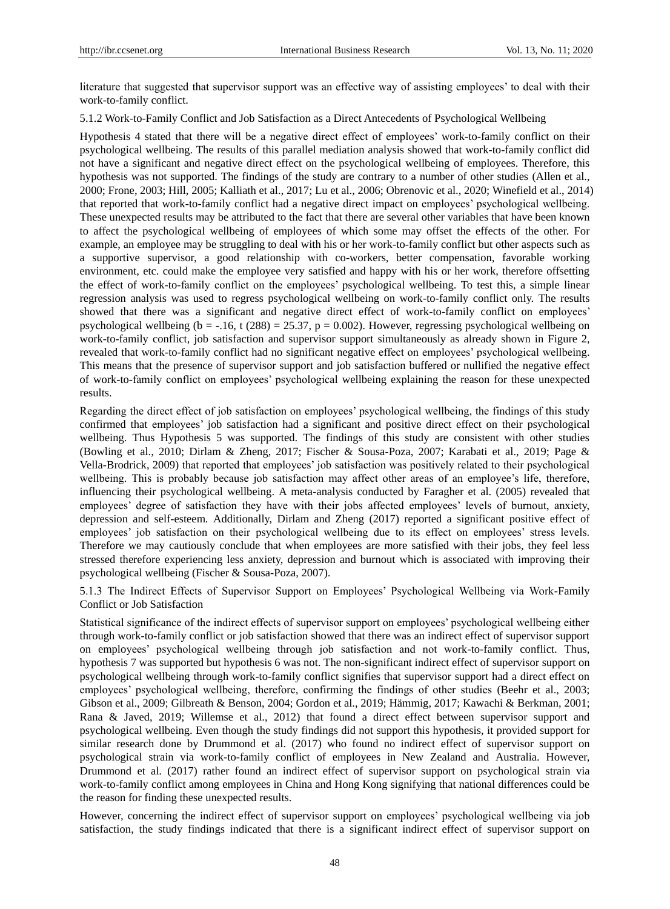literature that suggested that supervisor support was an effective way of assisting employees' to deal with their work-to-family conflict.

### 5.1.2 Work-to-Family Conflict and Job Satisfaction as a Direct Antecedents of Psychological Wellbeing

Hypothesis 4 stated that there will be a negative direct effect of employees' work-to-family conflict on their psychological wellbeing. The results of this parallel mediation analysis showed that work-to-family conflict did not have a significant and negative direct effect on the psychological wellbeing of employees. Therefore, this hypothesis was not supported. The findings of the study are contrary to a number of other studies (Allen et al., 2000; Frone, 2003; Hill, 2005; Kalliath et al., 2017; Lu et al., 2006; Obrenovic et al., 2020; Winefield et al., 2014) that reported that work-to-family conflict had a negative direct impact on employees' psychological wellbeing. These unexpected results may be attributed to the fact that there are several other variables that have been known to affect the psychological wellbeing of employees of which some may offset the effects of the other. For example, an employee may be struggling to deal with his or her work-to-family conflict but other aspects such as a supportive supervisor, a good relationship with co-workers, better compensation, favorable working environment, etc. could make the employee very satisfied and happy with his or her work, therefore offsetting the effect of work-to-family conflict on the employees' psychological wellbeing. To test this, a simple linear regression analysis was used to regress psychological wellbeing on work-to-family conflict only. The results showed that there was a significant and negative direct effect of work-to-family conflict on employees' psychological wellbeing ($b = -.16$, $t(288) = 25.37$, $p = 0.002$). However, regressing psychological wellbeing on work-to-family conflict, job satisfaction and supervisor support simultaneously as already shown in Figure 2, revealed that work-to-family conflict had no significant negative effect on employees' psychological wellbeing. This means that the presence of supervisor support and job satisfaction buffered or nullified the negative effect of work-to-family conflict on employees' psychological wellbeing explaining the reason for these unexpected results.

Regarding the direct effect of job satisfaction on employees' psychological wellbeing, the findings of this study confirmed that employees' job satisfaction had a significant and positive direct effect on their psychological wellbeing. Thus Hypothesis 5 was supported. The findings of this study are consistent with other studies (Bowling et al., 2010; Dirlam & Zheng, 2017; Fischer & Sousa-Poza, 2007; Karabati et al., 2019; Page & Vella-Brodrick, 2009) that reported that employees' job satisfaction was positively related to their psychological wellbeing. This is probably because job satisfaction may affect other areas of an employee's life, therefore, influencing their psychological wellbeing. A meta-analysis conducted by Faragher et al. (2005) revealed that employees' degree of satisfaction they have with their jobs affected employees' levels of burnout, anxiety, depression and self-esteem. Additionally, Dirlam and Zheng (2017) reported a significant positive effect of employees' job satisfaction on their psychological wellbeing due to its effect on employees' stress levels. Therefore we may cautiously conclude that when employees are more satisfied with their jobs, they feel less stressed therefore experiencing less anxiety, depression and burnout which is associated with improving their psychological wellbeing (Fischer & Sousa-Poza, 2007).

### 5.1.3 The Indirect Effects of Supervisor Support on Employees' Psychological Wellbeing via Work-Family Conflict or Job Satisfaction

Statistical significance of the indirect effects of supervisor support on employees' psychological wellbeing either through work-to-family conflict or job satisfaction showed that there was an indirect effect of supervisor support on employees' psychological wellbeing through job satisfaction and not work-to-family conflict. Thus, hypothesis 7 was supported but hypothesis 6 was not. The non-significant indirect effect of supervisor support on psychological wellbeing through work-to-family conflict signifies that supervisor support had a direct effect on employees' psychological wellbeing, therefore, confirming the findings of other studies (Beehr et al., 2003; Gibson et al., 2009; Gilbreath & Benson, 2004; Gordon et al., 2019; Hämmig, 2017; Kawachi & Berkman, 2001; Rana & Javed, 2019; Willemse et al., 2012) that found a direct effect between supervisor support and psychological wellbeing. Even though the study findings did not support this hypothesis, it provided support for similar research done by Drummond et al. (2017) who found no indirect effect of supervisor support on psychological strain via work-to-family conflict of employees in New Zealand and Australia. However, Drummond et al. (2017) rather found an indirect effect of supervisor support on psychological strain via work-to-family conflict among employees in China and Hong Kong signifying that national differences could be the reason for finding these unexpected results.

However, concerning the indirect effect of supervisor support on employees' psychological wellbeing via job satisfaction, the study findings indicated that there is a significant indirect effect of supervisor support on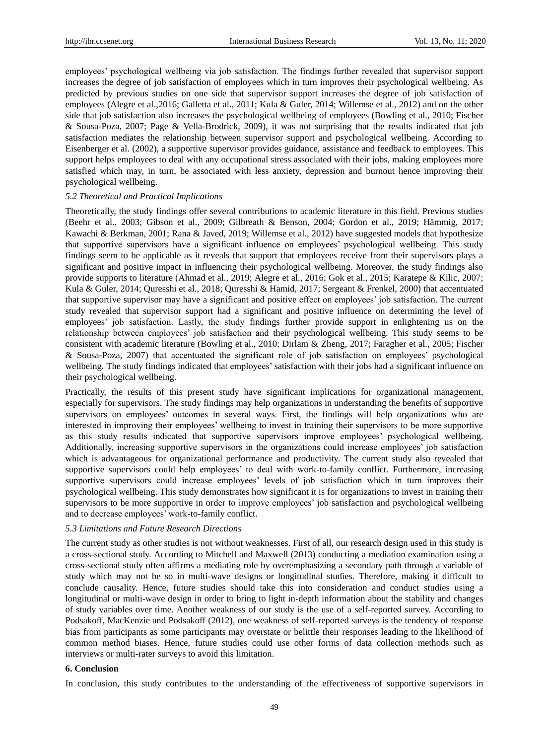employees' psychological wellbeing via job satisfaction. The findings further revealed that supervisor support increases the degree of job satisfaction of employees which in turn improves their psychological wellbeing. As predicted by previous studies on one side that supervisor support increases the degree of job satisfaction of employees (Alegre et al.,2016; Galletta et al., 2011; Kula & Guler, 2014; Willemse et al., 2012) and on the other side that job satisfaction also increases the psychological wellbeing of employees (Bowling et al., 2010; Fischer & Sousa-Poza, 2007; Page & Vella-Brodrick, 2009), it was not surprising that the results indicated that job satisfaction mediates the relationship between supervisor support and psychological wellbeing. According to Eisenberger et al. (2002), a supportive supervisor provides guidance, assistance and feedback to employees. This support helps employees to deal with any occupational stress associated with their jobs, making employees more satisfied which may, in turn, be associated with less anxiety, depression and burnout hence improving their psychological wellbeing.

### *5.2 Theoretical and Practical Implications*

Theoretically, the study findings offer several contributions to academic literature in this field. Previous studies (Beehr et al., 2003; Gibson et al., 2009; Gilbreath & Benson, 2004; Gordon et al., 2019; Hämmig, 2017; Kawachi & Berkman, 2001; Rana & Javed, 2019; Willemse et al., 2012) have suggested models that hypothesize that supportive supervisors have a significant influence on employees' psychological wellbeing. This study findings seem to be applicable as it reveals that support that employees receive from their supervisors plays a significant and positive impact in influencing their psychological wellbeing. Moreover, the study findings also provide supports to literature (Ahmad et al., 2019; Alegre et al., 2016; Gok et al., 2015; Karatepe & Kilic, 2007; Kula & Guler, 2014; Quresshi et al., 2018; Quresshi & Hamid, 2017; Sergeant & Frenkel, 2000) that accentuated that supportive supervisor may have a significant and positive effect on employees' job satisfaction. The current study revealed that supervisor support had a significant and positive influence on determining the level of employees' job satisfaction. Lastly, the study findings further provide support in enlightening us on the relationship between employees' job satisfaction and their psychological wellbeing. This study seems to be consistent with academic literature (Bowling et al., 2010; Dirlam & Zheng, 2017; Faragher et al., 2005; Fischer & Sousa-Poza, 2007) that accentuated the significant role of job satisfaction on employees' psychological wellbeing. The study findings indicated that employees' satisfaction with their jobs had a significant influence on their psychological wellbeing.

Practically, the results of this present study have significant implications for organizational management, especially for supervisors. The study findings may help organizations in understanding the benefits of supportive supervisors on employees' outcomes in several ways. First, the findings will help organizations who are interested in improving their employees' wellbeing to invest in training their supervisors to be more supportive as this study results indicated that supportive supervisors improve employees' psychological wellbeing. Additionally, increasing supportive supervisors in the organizations could increase employees' job satisfaction which is advantageous for organizational performance and productivity. The current study also revealed that supportive supervisors could help employees' to deal with work-to-family conflict. Furthermore, increasing supportive supervisors could increase employees' levels of job satisfaction which in turn improves their psychological wellbeing. This study demonstrates how significant it is for organizations to invest in training their supervisors to be more supportive in order to improve employees' job satisfaction and psychological wellbeing and to decrease employees' work-to-family conflict.

### *5.3 Limitations and Future Research Directions*

The current study as other studies is not without weaknesses. First of all, our research design used in this study is a cross-sectional study. According to Mitchell and Maxwell (2013) conducting a mediation examination using a cross-sectional study often affirms a mediating role by overemphasizing a secondary path through a variable of study which may not be so in multi-wave designs or longitudinal studies. Therefore, making it difficult to conclude causality. Hence, future studies should take this into consideration and conduct studies using a longitudinal or multi-wave design in order to bring to light in-depth information about the stability and changes of study variables over time. Another weakness of our study is the use of a self-reported survey. According to Podsakoff, MacKenzie and Podsakoff (2012), one weakness of self-reported surveys is the tendency of response bias from participants as some participants may overstate or belittle their responses leading to the likelihood of common method biases. Hence, future studies could use other forms of data collection methods such as interviews or multi-rater surveys to avoid this limitation.

## 6. Conclusion

In conclusion, this study contributes to the understanding of the effectiveness of supportive supervisors in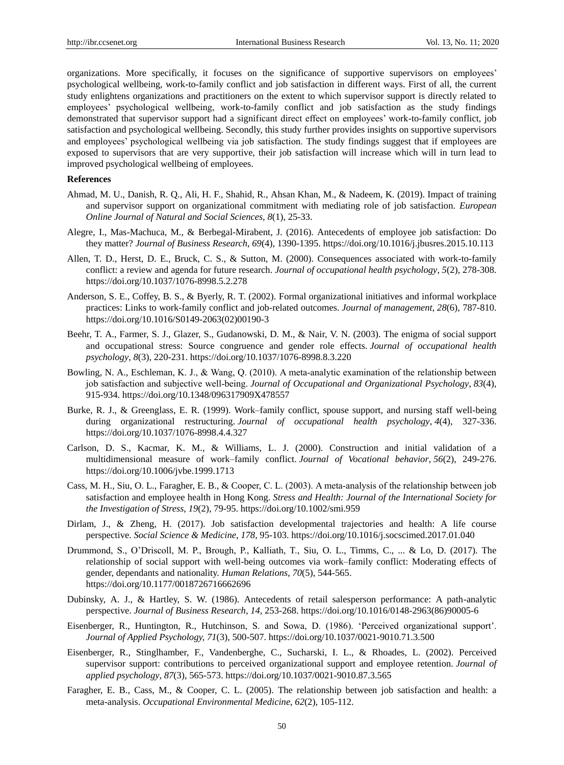organizations. More specifically, it focuses on the significance of supportive supervisors on employees' psychological wellbeing, work-to-family conflict and job satisfaction in different ways. First of all, the current study enlightens organizations and practitioners on the extent to which supervisor support is directly related to employees' psychological wellbeing, work-to-family conflict and job satisfaction as the study findings demonstrated that supervisor support had a significant direct effect on employees' work-to-family conflict, job satisfaction and psychological wellbeing. Secondly, this study further provides insights on supportive supervisors and employees' psychological wellbeing via job satisfaction. The study findings suggest that if employees are exposed to supervisors that are very supportive, their job satisfaction will increase which will in turn lead to improved psychological wellbeing of employees.

**References**

Ahmad, M. U., Danish, R. Q., Ali, H. F., Shahid, R., Ahsan Khan, M., & Nadeem, K. (2019). Impact of training and supervisor support on organizational commitment with mediating role of job satisfaction. *European Online Journal of Natural and Social Sciences, 8*(1), 25-33.

Alegre, I., Mas-Machuca, M., & Berbegal-Mirabent, J. (2016). Antecedents of employee job satisfaction: Do they matter? *Journal of Business Research, 69*(4), 1390-1395. https://doi.org/10.1016/j.jbusres.2015.10.113

Allen, T. D., Herst, D. E., Bruck, C. S., & Sutton, M. (2000). Consequences associated with work-to-family conflict: a review and agenda for future research. *Journal of occupational health psychology, 5*(2), 278-308. https://doi.org/10.1037/1076-8998.5.2.278

Anderson, S. E., Coffey, B. S., & Byerly, R. T. (2002). Formal organizational initiatives and informal workplace practices: Links to work-family conflict and job-related outcomes. *Journal of management, 28*(6), 787-810. https://doi.org/10.1016/S0149-2063(02)00190-3

Beehr, T. A., Farmer, S. J., Glazer, S., Gudanowski, D. M., & Nair, V. N. (2003). The enigma of social support and occupational stress: Source congruence and gender role effects. *Journal of occupational health psychology, 8*(3), 220-231. https://doi.org/10.1037/1076-8998.8.3.220

Bowling, N. A., Eschleman, K. J., & Wang, Q. (2010). A meta-analytic examination of the relationship between job satisfaction and subjective well-being. *Journal of Occupational and Organizational Psychology, 83*(4), 915-934. https://doi.org/10.1348/096317909X478557

Burke, R. J., & Greenglass, E. R. (1999). Work–family conflict, spouse support, and nursing staff well-being during organizational restructuring. *Journal of occupational health psychology, 4*(4), 327-336. https://doi.org/10.1037/1076-8998.4.4.327

Carlson, D. S., Kacmar, K. M., & Williams, L. J. (2000). Construction and initial validation of a multidimensional measure of work–family conflict. *Journal of Vocational behavior, 56*(2), 249-276. https://doi.org/10.1006/jvbe.1999.1713

Cass, M. H., Siu, O. L., Faragher, E. B., & Cooper, C. L. (2003). A meta-analysis of the relationship between job satisfaction and employee health in Hong Kong. *Stress and Health: Journal of the International Society for the Investigation of Stress, 19*(2), 79-95. https://doi.org/10.1002/smi.959

Dirlam, J., & Zheng, H. (2017). Job satisfaction developmental trajectories and health: A life course perspective. *Social Science & Medicine, 178*, 95-103. https://doi.org/10.1016/j.socscimed.2017.01.040

Drummond, S., O'Driscoll, M. P., Brough, P., Kalliath, T., Siu, O. L., Timms, C., ... & Lo, D. (2017). The relationship of social support with well-being outcomes via work–family conflict: Moderating effects of gender, dependants and nationality. *Human Relations, 70*(5), 544-565. https://doi.org/10.1177/0018726716662696

Dubinsky, A. J., & Hartley, S. W. (1986). Antecedents of retail salesperson performance: A path-analytic perspective. *Journal of Business Research, 14*, 253-268. https://doi.org/10.1016/0148-2963(86)90005-6

Eisenberger, R., Huntington, R., Hutchinson, S. and Sowa, D. (1986). 'Perceived organizational support'. *Journal of Applied Psychology, 71*(3), 500-507. https://doi.org/10.1037/0021-9010.71.3.500

Eisenberger, R., Stinglhamber, F., Vandenberghe, C., Sucharski, I. L., & Rhoades, L. (2002). Perceived supervisor support: contributions to perceived organizational support and employee retention. *Journal of applied psychology, 87*(3), 565-573. https://doi.org/10.1037/0021-9010.87.3.565

Faragher, E. B., Cass, M., & Cooper, C. L. (2005). The relationship between job satisfaction and health: a meta-analysis. *Occupational Environmental Medicine, 62*(2), 105-112.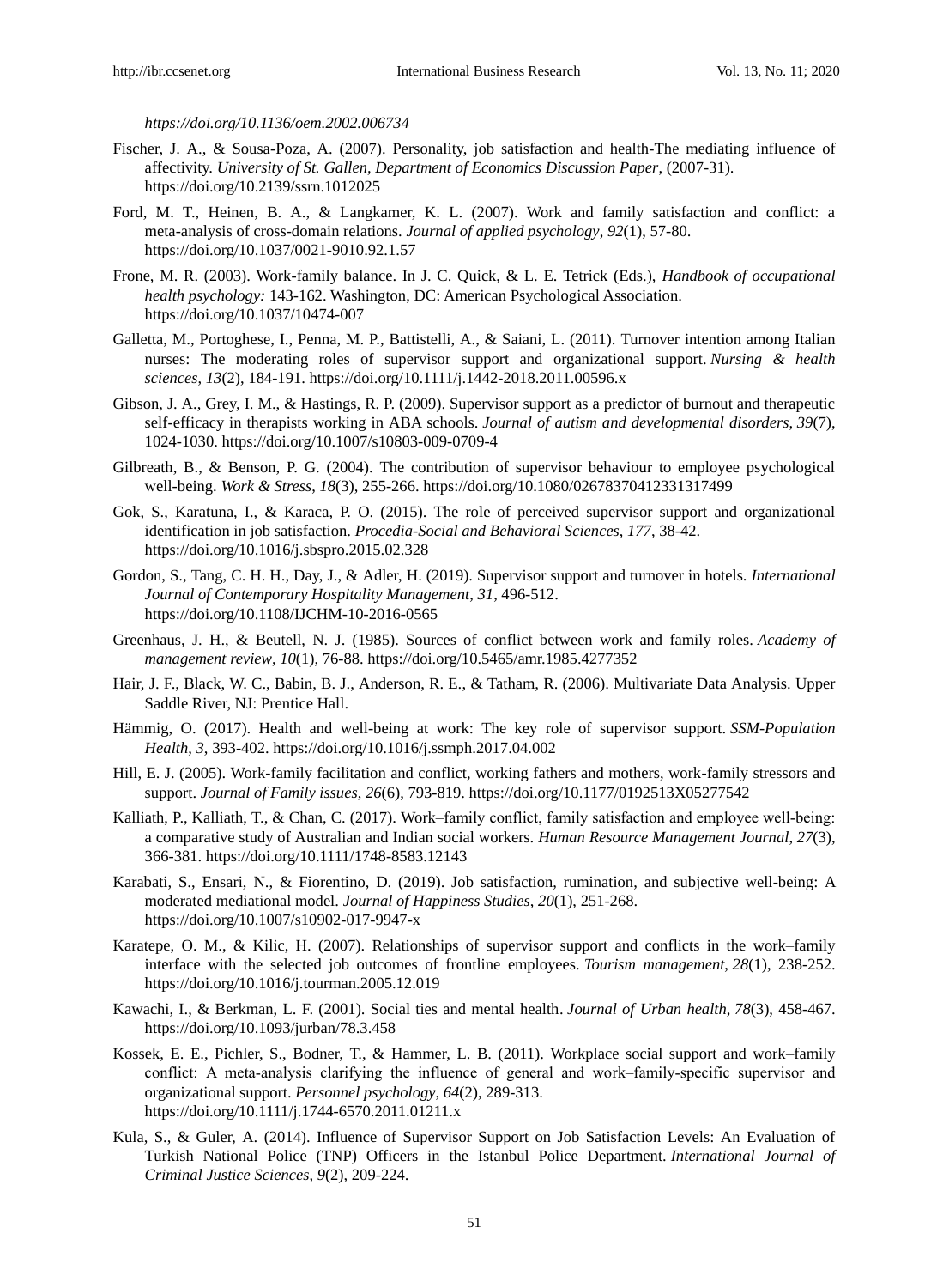*https://doi.org/10.1136/oem.2002.006734*

Fischer, J. A., & Sousa-Poza, A. (2007). Personality, job satisfaction and health-The mediating influence of affectivity. *University of St. Gallen, Department of Economics Discussion Paper*, (2007-31). https://doi.org/10.2139/ssrn.1012025

Ford, M. T., Heinen, B. A., & Langkamer, K. L. (2007). Work and family satisfaction and conflict: a meta-analysis of cross-domain relations. *Journal of applied psychology*, *92*(1), 57-80. https://doi.org/10.1037/0021-9010.92.1.57

Frone, M. R. (2003). Work-family balance. In J. C. Quick, & L. E. Tetrick (Eds.), *Handbook of occupational health psychology:* 143-162. Washington, DC: American Psychological Association. https://doi.org/10.1037/10474-007

Galletta, M., Portoghese, I., Penna, M. P., Battistelli, A., & Saiani, L. (2011). Turnover intention among Italian nurses: The moderating roles of supervisor support and organizational support. *Nursing & health sciences*, *13*(2), 184-191. https://doi.org/10.1111/j.1442-2018.2011.00596.x

Gibson, J. A., Grey, I. M., & Hastings, R. P. (2009). Supervisor support as a predictor of burnout and therapeutic self-efficacy in therapists working in ABA schools. *Journal of autism and developmental disorders*, *39*(7), 1024-1030. https://doi.org/10.1007/s10803-009-0709-4

Gilbreath, B., & Benson, P. G. (2004). The contribution of supervisor behaviour to employee psychological well-being. *Work & Stress*, *18*(3), 255-266. https://doi.org/10.1080/02678370412331317499

Gok, S., Karatuna, I., & Karaca, P. O. (2015). The role of perceived supervisor support and organizational identification in job satisfaction. *Procedia-Social and Behavioral Sciences*, *177*, 38-42. https://doi.org/10.1016/j.sbspro.2015.02.328

Gordon, S., Tang, C. H. H., Day, J., & Adler, H. (2019). Supervisor support and turnover in hotels. *International Journal of Contemporary Hospitality Management*, *31*, 496-512. https://doi.org/10.1108/IJCHM-10-2016-0565

Greenhaus, J. H., & Beutell, N. J. (1985). Sources of conflict between work and family roles. *Academy of management review*, *10*(1), 76-88. https://doi.org/10.5465/amr.1985.4277352

Hair, J. F., Black, W. C., Babin, B. J., Anderson, R. E., & Tatham, R. (2006). Multivariate Data Analysis. Upper Saddle River, NJ: Prentice Hall.

Hämmig, O. (2017). Health and well-being at work: The key role of supervisor support. *SSM-Population Health*, *3*, 393-402. https://doi.org/10.1016/j.ssmph.2017.04.002

Hill, E. J. (2005). Work-family facilitation and conflict, working fathers and mothers, work-family stressors and support. *Journal of Family issues*, *26*(6), 793-819. https://doi.org/10.1177/0192513X05277542

Kalliath, P., Kalliath, T., & Chan, C. (2017). Work–family conflict, family satisfaction and employee well-being: a comparative study of Australian and Indian social workers. *Human Resource Management Journal*, *27*(3), 366-381. https://doi.org/10.1111/1748-8583.12143

Karabati, S., Ensari, N., & Fiorentino, D. (2019). Job satisfaction, rumination, and subjective well-being: A moderated mediational model. *Journal of Happiness Studies*, *20*(1), 251-268. https://doi.org/10.1007/s10902-017-9947-x

Karatepe, O. M., & Kilic, H. (2007). Relationships of supervisor support and conflicts in the work–family interface with the selected job outcomes of frontline employees. *Tourism management*, *28*(1), 238-252. https://doi.org/10.1016/j.tourman.2005.12.019

Kawachi, I., & Berkman, L. F. (2001). Social ties and mental health. *Journal of Urban health*, *78*(3), 458-467. https://doi.org/10.1093/jurban/78.3.458

Kossek, E. E., Pichler, S., Bodner, T., & Hammer, L. B. (2011). Workplace social support and work–family conflict: A meta-analysis clarifying the influence of general and work–family-specific supervisor and organizational support. *Personnel psychology*, *64*(2), 289-313. https://doi.org/10.1111/j.1744-6570.2011.01211.x

Kula, S., & Guler, A. (2014). Influence of Supervisor Support on Job Satisfaction Levels: An Evaluation of Turkish National Police (TNP) Officers in the Istanbul Police Department. *International Journal of Criminal Justice Sciences*, *9*(2), 209-224.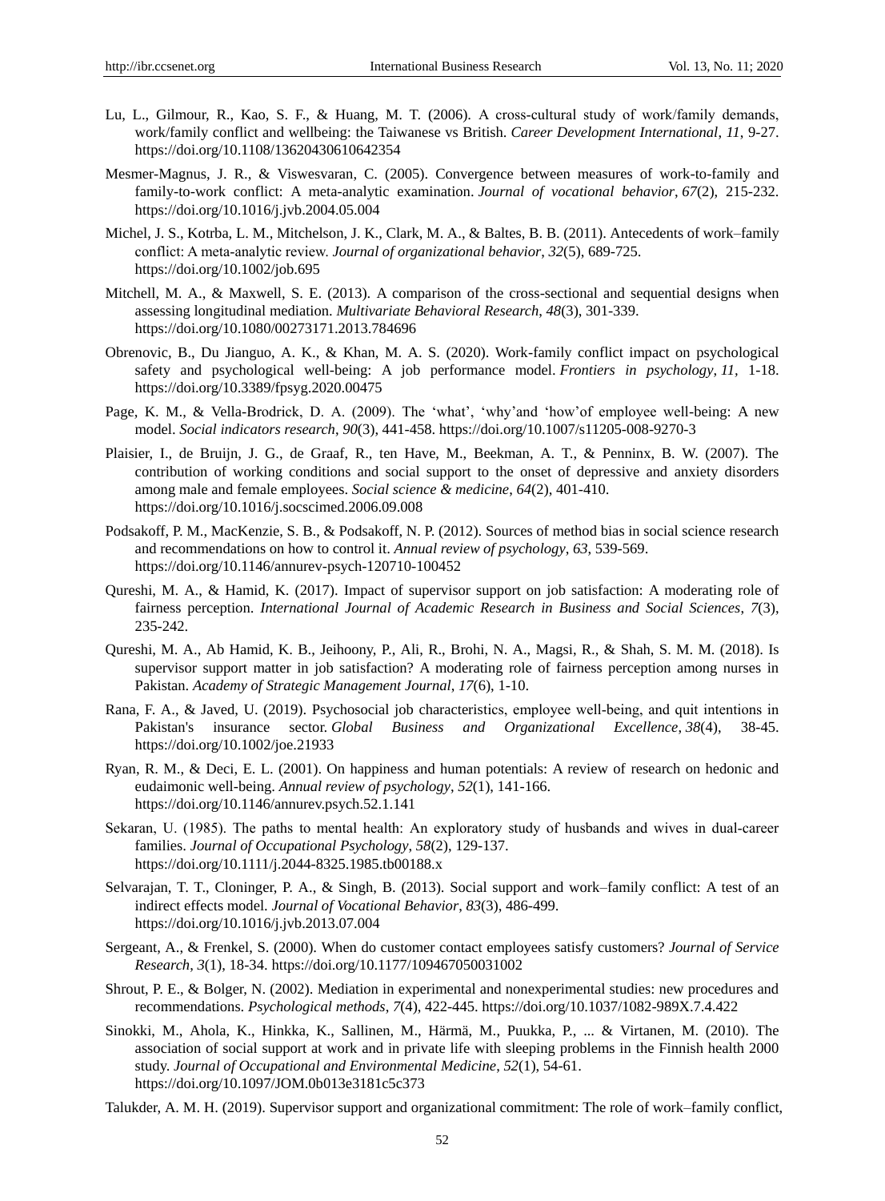Lu, L., Gilmour, R., Kao, S. F., & Huang, M. T. (2006). A cross-cultural study of work/family demands, work/family conflict and wellbeing: the Taiwanese vs British. *Career Development International*, *11*, 9-27. https://doi.org/10.1108/13620430610642354

Mesmer-Magnus, J. R., & Viswesvaran, C. (2005). Convergence between measures of work-to-family and family-to-work conflict: A meta-analytic examination. *Journal of vocational behavior*, *67*(2), 215-232. https://doi.org/10.1016/j.jvb.2004.05.004

Michel, J. S., Kotrba, L. M., Mitchelson, J. K., Clark, M. A., & Baltes, B. B. (2011). Antecedents of work–family conflict: A meta-analytic review. *Journal of organizational behavior*, *32*(5), 689-725. https://doi.org/10.1002/job.695

Mitchell, M. A., & Maxwell, S. E. (2013). A comparison of the cross-sectional and sequential designs when assessing longitudinal mediation. *Multivariate Behavioral Research*, *48*(3), 301-339. https://doi.org/10.1080/00273171.2013.784696

Obrenovic, B., Du Jianguo, A. K., & Khan, M. A. S. (2020). Work-family conflict impact on psychological safety and psychological well-being: A job performance model. *Frontiers in psychology*, *11*, 1-18. https://doi.org/10.3389/fpsyg.2020.00475

Page, K. M., & Vella-Brodrick, D. A. (2009). The 'what', 'why'and 'how'of employee well-being: A new model. *Social indicators research*, *90*(3), 441-458. https://doi.org/10.1007/s11205-008-9270-3

Plaisier, I., de Bruijn, J. G., de Graaf, R., ten Have, M., Beekman, A. T., & Penninx, B. W. (2007). The contribution of working conditions and social support to the onset of depressive and anxiety disorders among male and female employees. *Social science & medicine*, *64*(2), 401-410. https://doi.org/10.1016/j.socscimed.2006.09.008

Podsakoff, P. M., MacKenzie, S. B., & Podsakoff, N. P. (2012). Sources of method bias in social science research and recommendations on how to control it. *Annual review of psychology*, *63*, 539-569. https://doi.org/10.1146/annurev-psych-120710-100452

Qureshi, M. A., & Hamid, K. (2017). Impact of supervisor support on job satisfaction: A moderating role of fairness perception. *International Journal of Academic Research in Business and Social Sciences*, *7*(3), 235-242.

Qureshi, M. A., Ab Hamid, K. B., Jeihoony, P., Ali, R., Brohi, N. A., Magsi, R., & Shah, S. M. M. (2018). Is supervisor support matter in job satisfaction? A moderating role of fairness perception among nurses in Pakistan. *Academy of Strategic Management Journal*, *17*(6), 1-10.

Rana, F. A., & Javed, U. (2019). Psychosocial job characteristics, employee well-being, and quit intentions in Pakistan's insurance sector. *Global Business and Organizational Excellence*, *38*(4), 38-45. https://doi.org/10.1002/joe.21933

Ryan, R. M., & Deci, E. L. (2001). On happiness and human potentials: A review of research on hedonic and eudaimonic well-being. *Annual review of psychology*, *52*(1), 141-166. https://doi.org/10.1146/annurev.psych.52.1.141

Sekaran, U. (1985). The paths to mental health: An exploratory study of husbands and wives in dual-career families. *Journal of Occupational Psychology*, *58*(2), 129-137. https://doi.org/10.1111/j.2044-8325.1985.tb00188.x

Selvarajan, T. T., Cloninger, P. A., & Singh, B. (2013). Social support and work–family conflict: A test of an indirect effects model. *Journal of Vocational Behavior*, *83*(3), 486-499. https://doi.org/10.1016/j.jvb.2013.07.004

Sergeant, A., & Frenkel, S. (2000). When do customer contact employees satisfy customers? *Journal of Service Research*, *3*(1), 18-34. https://doi.org/10.1177/109467050031002

Shrout, P. E., & Bolger, N. (2002). Mediation in experimental and nonexperimental studies: new procedures and recommendations. *Psychological methods*, *7*(4), 422-445. https://doi.org/10.1037/1082-989X.7.4.422

Sinokki, M., Ahola, K., Hinkka, K., Sallinen, M., Härmä, M., Puukka, P., ... & Virtanen, M. (2010). The association of social support at work and in private life with sleeping problems in the Finnish health 2000 study. *Journal of Occupational and Environmental Medicine*, *52*(1), 54-61. https://doi.org/10.1097/JOM.0b013e3181c5c373

Talukder, A. M. H. (2019). Supervisor support and organizational commitment: The role of work–family conflict,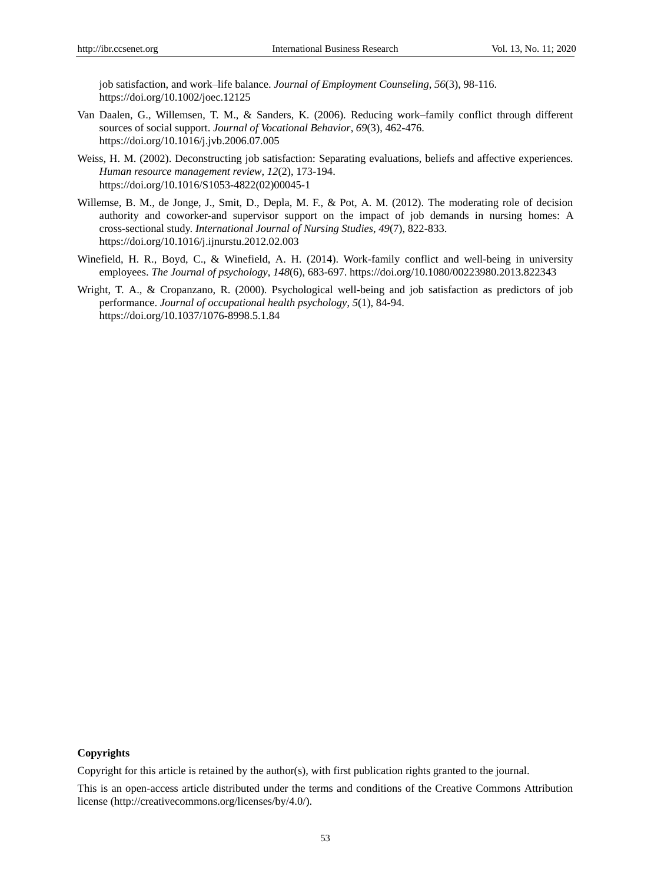job satisfaction, and work–life balance. *Journal of Employment Counseling*, *56*(3), 98-116. https://doi.org/10.1002/joec.12125

Van Daalen, G., Willemsen, T. M., & Sanders, K. (2006). Reducing work–family conflict through different sources of social support. *Journal of Vocational Behavior*, *69*(3), 462-476. https://doi.org/10.1016/j.jvb.2006.07.005

Weiss, H. M. (2002). Deconstructing job satisfaction: Separating evaluations, beliefs and affective experiences. *Human resource management review*, *12*(2), 173-194. https://doi.org/10.1016/S1053-4822(02)00045-1

Willemse, B. M., de Jonge, J., Smit, D., Depla, M. F., & Pot, A. M. (2012). The moderating role of decision authority and coworker-and supervisor support on the impact of job demands in nursing homes: A cross-sectional study. *International Journal of Nursing Studies*, *49*(7), 822-833. https://doi.org/10.1016/j.ijnurstu.2012.02.003

Winefield, H. R., Boyd, C., & Winefield, A. H. (2014). Work-family conflict and well-being in university employees. *The Journal of psychology*, *148*(6), 683-697. https://doi.org/10.1080/00223980.2013.822343

Wright, T. A., & Cropanzano, R. (2000). Psychological well-being and job satisfaction as predictors of job performance. *Journal of occupational health psychology*, *5*(1), 84-94. https://doi.org/10.1037/1076-8998.5.1.84

**Copyrights**

Copyright for this article is retained by the author(s), with first publication rights granted to the journal.

This is an open-access article distributed under the terms and conditions of the Creative Commons Attribution license (http://creativecommons.org/licenses/by/4.0/).